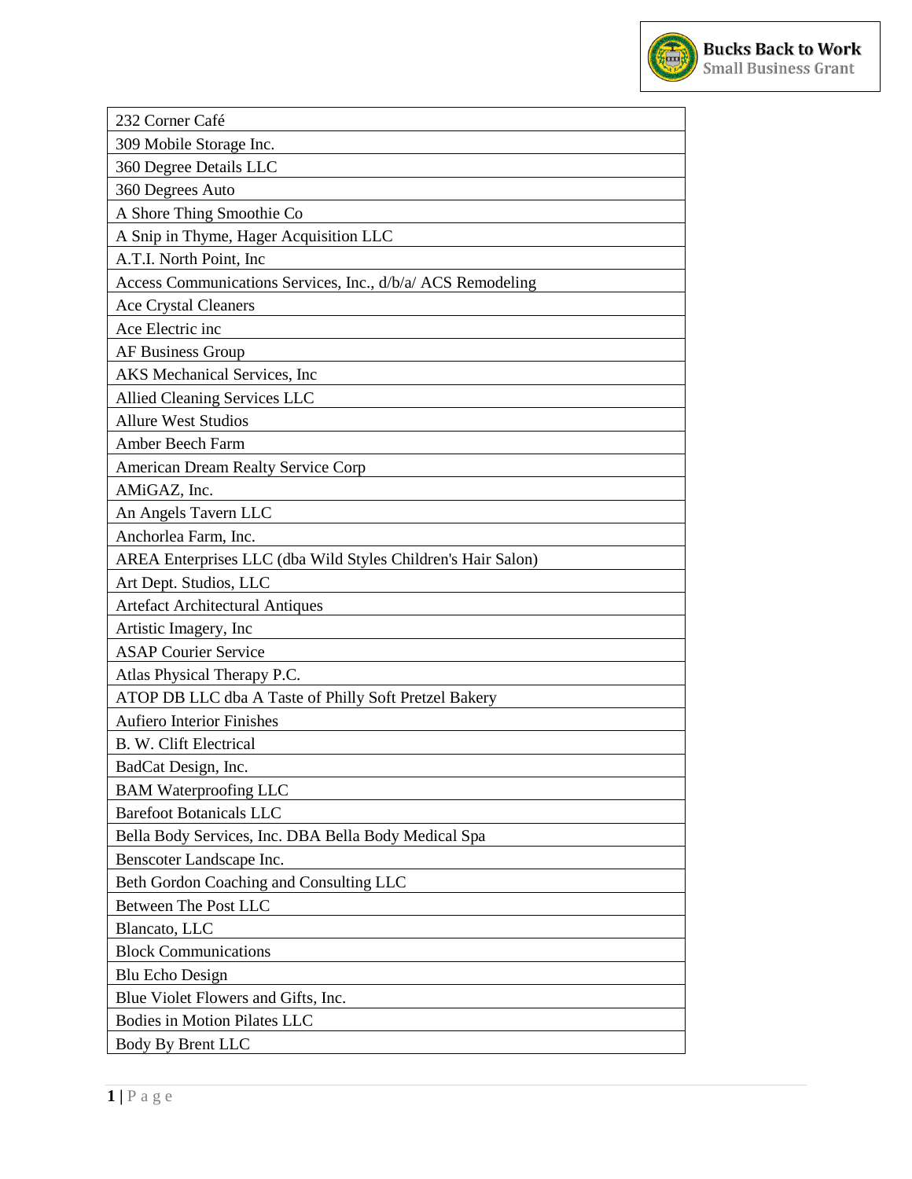**Bucks Back to Work**
Small Business Grant

| 232 Corner Café |
|---|
| 309 Mobile Storage Inc. |
| 360 Degree Details LLC |
| 360 Degrees Auto |
| A Shore Thing Smoothie Co |
| A Snip in Thyme, Hager Acquisition LLC |
| A.T.I. North Point, Inc |
| Access Communications Services, Inc., d/b/a/ ACS Remodeling |
| Ace Crystal Cleaners |
| Ace Electric inc |
| AF Business Group |
| AKS Mechanical Services, Inc |
| Allied Cleaning Services LLC |
| Allure West Studios |
| Amber Beech Farm |
| American Dream Realty Service Corp |
| AMiGAZ, Inc. |
| An Angels Tavern LLC |
| Anchorlea Farm, Inc. |
| AREA Enterprises LLC (dba Wild Styles Children's Hair Salon) |
| Art Dept. Studios, LLC |
| Artefact Architectural Antiques |
| Artistic Imagery, Inc |
| ASAP Courier Service |
| Atlas Physical Therapy P.C. |
| ATOP DB LLC dba A Taste of Philly Soft Pretzel Bakery |
| Aufiero Interior Finishes |
| B. W. Clift Electrical |
| BadCat Design, Inc. |
| BAM Waterproofing LLC |
| Barefoot Botanicals LLC |
| Bella Body Services, Inc. DBA Bella Body Medical Spa |
| Benscoter Landscape Inc. |
| Beth Gordon Coaching and Consulting LLC |
| Between The Post LLC |
| Blancato, LLC |
| Block Communications |
| Blu Echo Design |
| Blue Violet Flowers and Gifts, Inc. |
| Bodies in Motion Pilates LLC |
| Body By Brent LLC |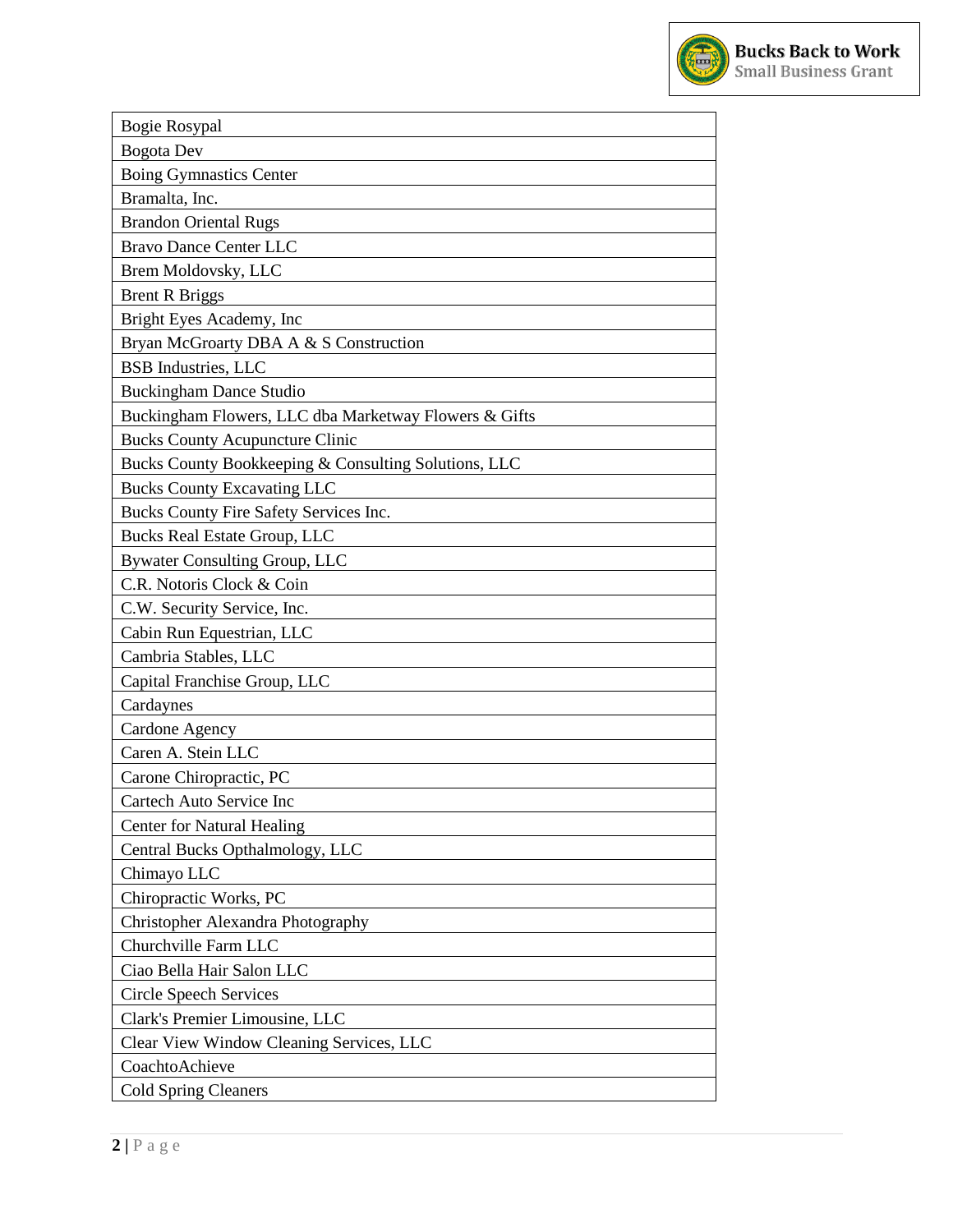| Bogie Rosypal |
|---|
| Bogota Dev |
| Boing Gymnastics Center |
| Bramalta, Inc. |
| Brandon Oriental Rugs |
| Bravo Dance Center LLC |
| Brem Moldovsky, LLC |
| Brent R Briggs |
| Bright Eyes Academy, Inc |
| Bryan McGroarty DBA A & S Construction |
| BSB Industries, LLC |
| Buckingham Dance Studio |
| Buckingham Flowers, LLC dba Marketway Flowers & Gifts |
| Bucks County Acupuncture Clinic |
| Bucks County Bookkeeping & Consulting Solutions, LLC |
| Bucks County Excavating LLC |
| Bucks County Fire Safety Services Inc. |
| Bucks Real Estate Group, LLC |
| Bywater Consulting Group, LLC |
| C.R. Notoris Clock & Coin |
| C.W. Security Service, Inc. |
| Cabin Run Equestrian, LLC |
| Cambria Stables, LLC |
| Capital Franchise Group, LLC |
| Cardaynes |
| Cardone Agency |
| Caren A. Stein LLC |
| Carone Chiropractic, PC |
| Cartech Auto Service Inc |
| Center for Natural Healing |
| Central Bucks Opthalmology, LLC |
| Chimayo LLC |
| Chiropractic Works, PC |
| Christopher Alexandra Photography |
| Churchville Farm LLC |
| Ciao Bella Hair Salon LLC |
| Circle Speech Services |
| Clark's Premier Limousine, LLC |
| Clear View Window Cleaning Services, LLC |
| CoachtoAchieve |
| Cold Spring Cleaners |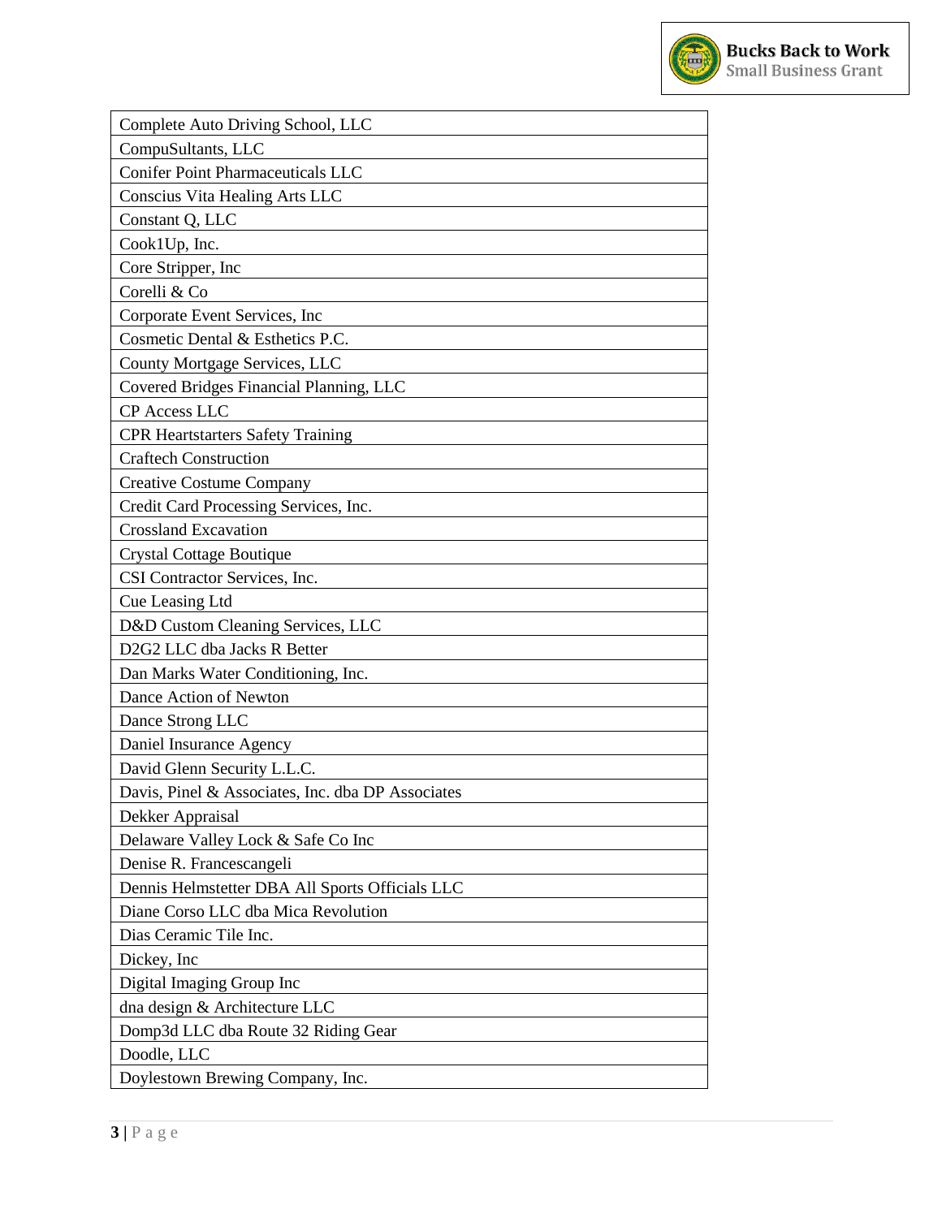| Complete Auto Driving School, LLC |
|---|
| CompuSultants, LLC |
| Conifer Point Pharmaceuticals LLC |
| Conscius Vita Healing Arts LLC |
| Constant Q, LLC |
| Cook1Up, Inc. |
| Core Stripper, Inc |
| Corelli & Co |
| Corporate Event Services, Inc |
| Cosmetic Dental & Esthetics P.C. |
| County Mortgage Services, LLC |
| Covered Bridges Financial Planning, LLC |
| CP Access LLC |
| CPR Heartstarters Safety Training |
| Craftech Construction |
| Creative Costume Company |
| Credit Card Processing Services, Inc. |
| Crossland Excavation |
| Crystal Cottage Boutique |
| CSI Contractor Services, Inc. |
| Cue Leasing Ltd |
| D&D Custom Cleaning Services, LLC |
| D2G2 LLC dba Jacks R Better |
| Dan Marks Water Conditioning, Inc. |
| Dance Action of Newton |
| Dance Strong LLC |
| Daniel Insurance Agency |
| David Glenn Security L.L.C. |
| Davis, Pinel & Associates, Inc. dba DP Associates |
| Dekker Appraisal |
| Delaware Valley Lock & Safe Co Inc |
| Denise R. Francescangeli |
| Dennis Helmstetter DBA All Sports Officials LLC |
| Diane Corso LLC dba Mica Revolution |
| Dias Ceramic Tile Inc. |
| Dickey, Inc |
| Digital Imaging Group Inc |
| dna design & Architecture LLC |
| Domp3d LLC dba Route 32 Riding Gear |
| Doodle, LLC |
| Doylestown Brewing Company, Inc. |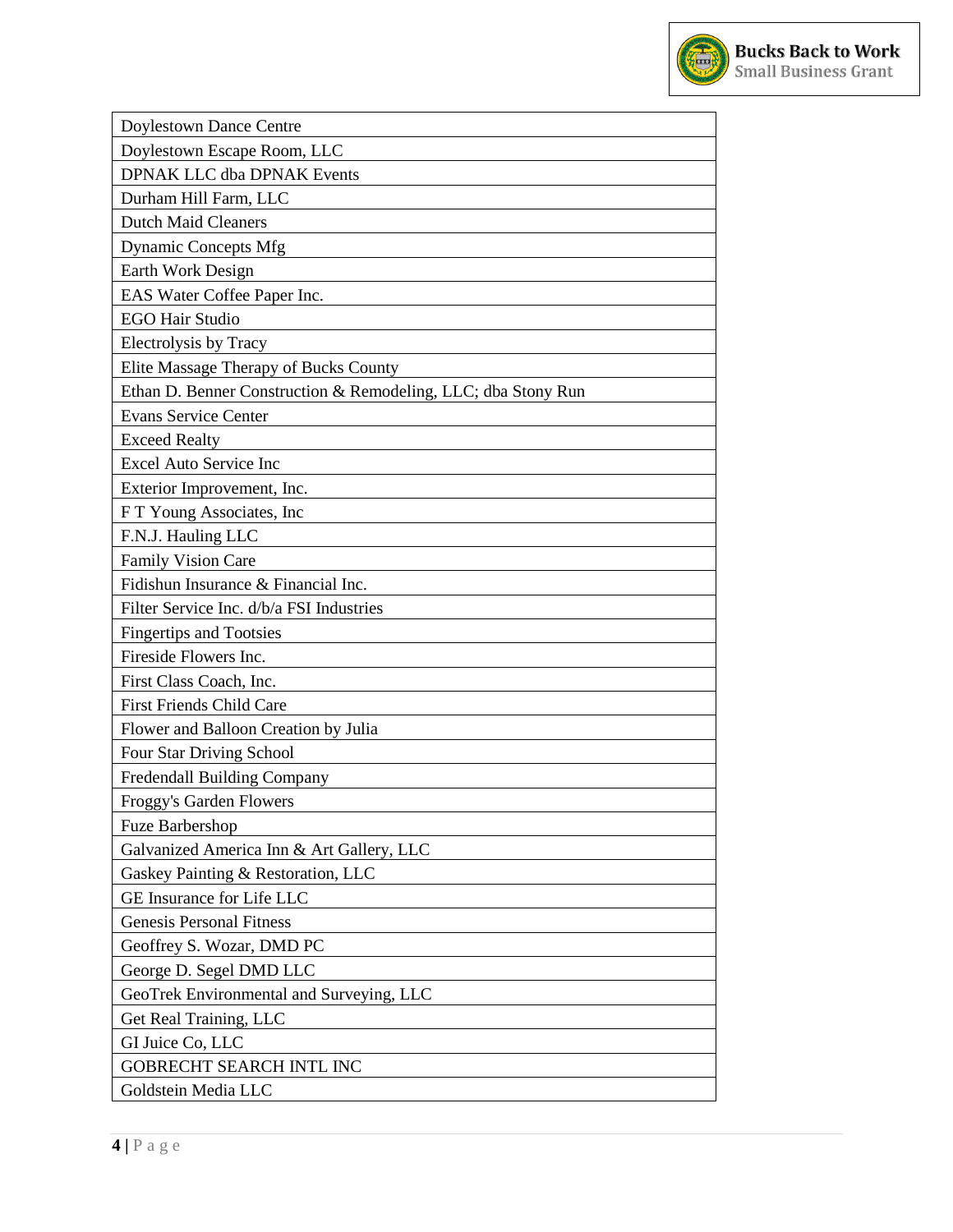| Doylestown Dance Centre |
|---|
| Doylestown Escape Room, LLC |
| DPNAK LLC dba DPNAK Events |
| Durham Hill Farm, LLC |
| Dutch Maid Cleaners |
| Dynamic Concepts Mfg |
| Earth Work Design |
| EAS Water Coffee Paper Inc. |
| EGO Hair Studio |
| Electrolysis by Tracy |
| Elite Massage Therapy of Bucks County |
| Ethan D. Benner Construction & Remodeling, LLC; dba Stony Run |
| Evans Service Center |
| Exceed Realty |
| Excel Auto Service Inc |
| Exterior Improvement, Inc. |
| F T Young Associates, Inc |
| F.N.J. Hauling LLC |
| Family Vision Care |
| Fidishun Insurance & Financial Inc. |
| Filter Service Inc. d/b/a FSI Industries |
| Fingertips and Tootsies |
| Fireside Flowers Inc. |
| First Class Coach, Inc. |
| First Friends Child Care |
| Flower and Balloon Creation by Julia |
| Four Star Driving School |
| Fredendall Building Company |
| Froggy's Garden Flowers |
| Fuze Barbershop |
| Galvanized America Inn & Art Gallery, LLC |
| Gaskey Painting & Restoration, LLC |
| GE Insurance for Life LLC |
| Genesis Personal Fitness |
| Geoffrey S. Wozar, DMD PC |
| George D. Segel DMD LLC |
| GeoTrek Environmental and Surveying, LLC |
| Get Real Training, LLC |
| GI Juice Co, LLC |
| GOBRECHT SEARCH INTL INC |
| Goldstein Media LLC |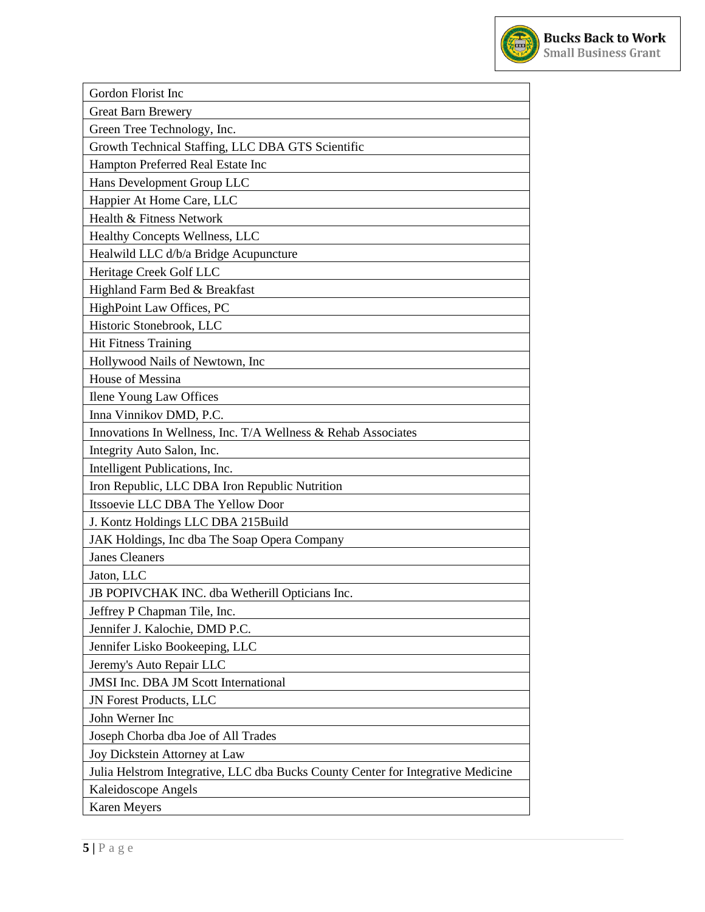| Gordon Florist Inc |
|---|
| Great Barn Brewery |
| Green Tree Technology, Inc. |
| Growth Technical Staffing, LLC DBA GTS Scientific |
| Hampton Preferred Real Estate Inc |
| Hans Development Group LLC |
| Happier At Home Care, LLC |
| Health & Fitness Network |
| Healthy Concepts Wellness, LLC |
| Healwild LLC d/b/a Bridge Acupuncture |
| Heritage Creek Golf LLC |
| Highland Farm Bed & Breakfast |
| HighPoint Law Offices, PC |
| Historic Stonebrook, LLC |
| Hit Fitness Training |
| Hollywood Nails of Newtown, Inc |
| House of Messina |
| Ilene Young Law Offices |
| Inna Vinnikov DMD, P.C. |
| Innovations In Wellness, Inc. T/A Wellness & Rehab Associates |
| Integrity Auto Salon, Inc. |
| Intelligent Publications, Inc. |
| Iron Republic, LLC DBA Iron Republic Nutrition |
| Itssoevie LLC DBA The Yellow Door |
| J. Kontz Holdings LLC DBA 215Build |
| JAK Holdings, Inc dba The Soap Opera Company |
| Janes Cleaners |
| Jaton, LLC |
| JB POPIVCHAK INC. dba Wetherill Opticians Inc. |
| Jeffrey P Chapman Tile, Inc. |
| Jennifer J. Kalochie, DMD P.C. |
| Jennifer Lisko Bookeeping, LLC |
| Jeremy's Auto Repair LLC |
| JMSI Inc. DBA JM Scott International |
| JN Forest Products, LLC |
| John Werner Inc |
| Joseph Chorba dba Joe of All Trades |
| Joy Dickstein Attorney at Law |
| Julia Helstrom Integrative, LLC dba Bucks County Center for Integrative Medicine |
| Kaleidoscope Angels |
| Karen Meyers |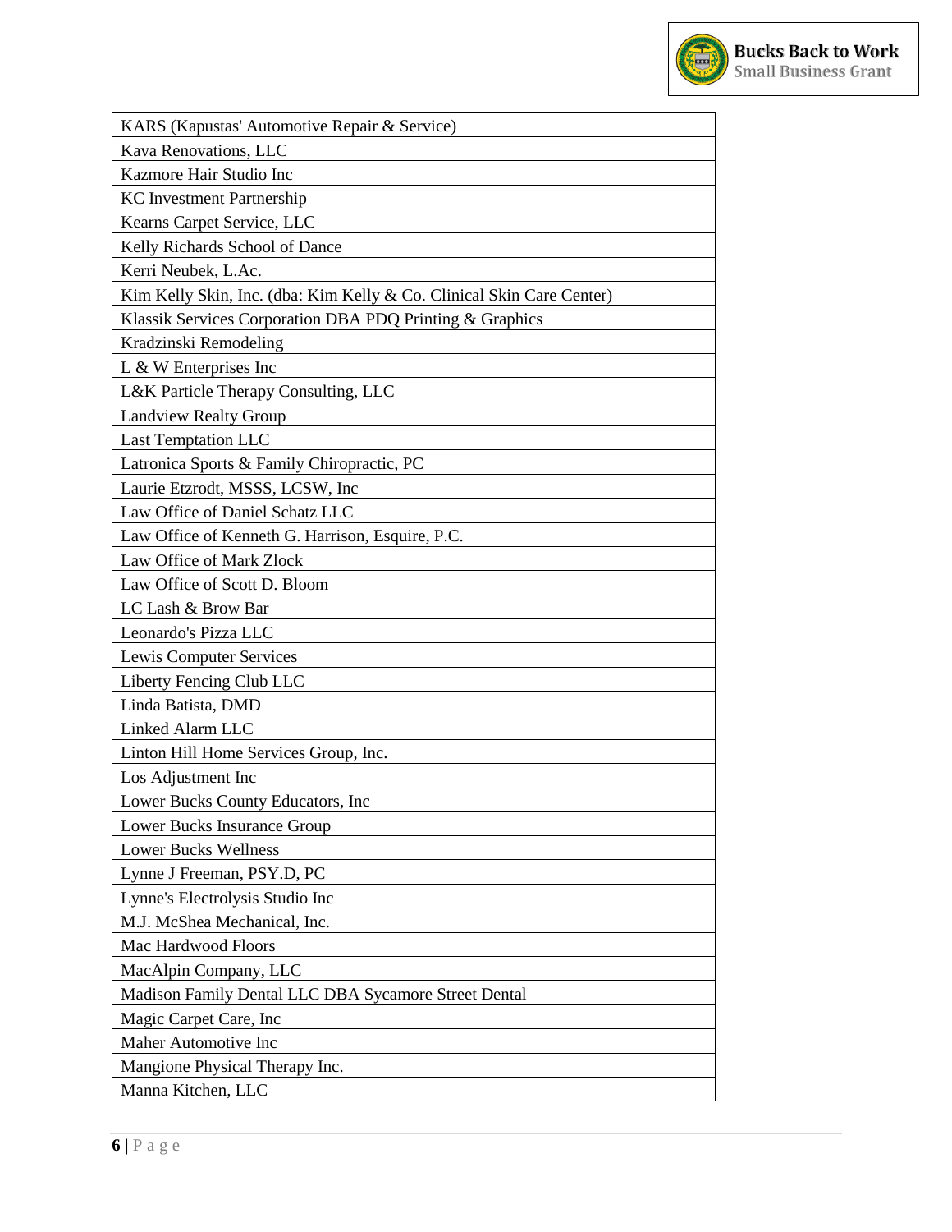| KARS (Kapustas' Automotive Repair & Service) |
|---|
| Kava Renovations, LLC |
| Kazmore Hair Studio Inc |
| KC Investment Partnership |
| Kearns Carpet Service, LLC |
| Kelly Richards School of Dance |
| Kerri Neubek, L.Ac. |
| Kim Kelly Skin, Inc. (dba: Kim Kelly & Co. Clinical Skin Care Center) |
| Klassik Services Corporation DBA PDQ Printing & Graphics |
| Kradzinski Remodeling |
| L & W Enterprises Inc |
| L&K Particle Therapy Consulting, LLC |
| Landview Realty Group |
| Last Temptation LLC |
| Latronica Sports & Family Chiropractic, PC |
| Laurie Etzrodt, MSSS, LCSW, Inc |
| Law Office of Daniel Schatz LLC |
| Law Office of Kenneth G. Harrison, Esquire, P.C. |
| Law Office of Mark Zlock |
| Law Office of Scott D. Bloom |
| LC Lash & Brow Bar |
| Leonardo's Pizza LLC |
| Lewis Computer Services |
| Liberty Fencing Club LLC |
| Linda Batista, DMD |
| Linked Alarm LLC |
| Linton Hill Home Services Group, Inc. |
| Los Adjustment Inc |
| Lower Bucks County Educators, Inc |
| Lower Bucks Insurance Group |
| Lower Bucks Wellness |
| Lynne J Freeman, PSY.D, PC |
| Lynne's Electrolysis Studio Inc |
| M.J. McShea Mechanical, Inc. |
| Mac Hardwood Floors |
| MacAlpin Company, LLC |
| Madison Family Dental LLC DBA Sycamore Street Dental |
| Magic Carpet Care, Inc |
| Maher Automotive Inc |
| Mangione Physical Therapy Inc. |
| Manna Kitchen, LLC |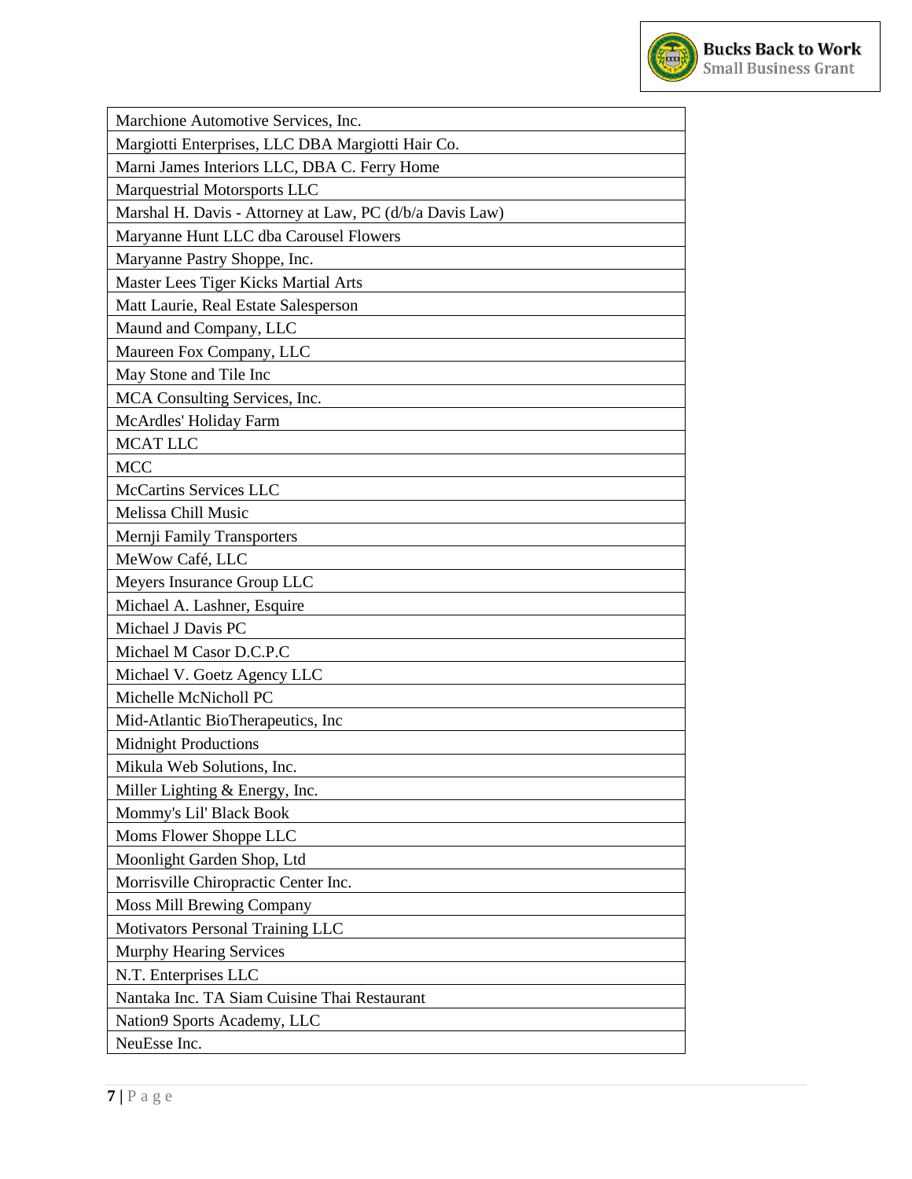| Marchione Automotive Services, Inc. |
|---|
| Margiotti Enterprises, LLC DBA Margiotti Hair Co. |
| Marni James Interiors LLC, DBA C. Ferry Home |
| Marquestrial Motorsports LLC |
| Marshal H. Davis - Attorney at Law, PC (d/b/a Davis Law) |
| Maryanne Hunt LLC dba Carousel Flowers |
| Maryanne Pastry Shoppe, Inc. |
| Master Lees Tiger Kicks Martial Arts |
| Matt Laurie, Real Estate Salesperson |
| Maund and Company, LLC |
| Maureen Fox Company, LLC |
| May Stone and Tile Inc |
| MCA Consulting Services, Inc. |
| McArdles' Holiday Farm |
| MCAT LLC |
| MCC |
| McCartins Services LLC |
| Melissa Chill Music |
| Mernji Family Transporters |
| MeWow Café, LLC |
| Meyers Insurance Group LLC |
| Michael A. Lashner, Esquire |
| Michael J Davis PC |
| Michael M Casor D.C.P.C |
| Michael V. Goetz Agency LLC |
| Michelle McNicholl PC |
| Mid-Atlantic BioTherapeutics, Inc |
| Midnight Productions |
| Mikula Web Solutions, Inc. |
| Miller Lighting & Energy, Inc. |
| Mommy's Lil' Black Book |
| Moms Flower Shoppe LLC |
| Moonlight Garden Shop, Ltd |
| Morrisville Chiropractic Center Inc. |
| Moss Mill Brewing Company |
| Motivators Personal Training LLC |
| Murphy Hearing Services |
| N.T. Enterprises LLC |
| Nantaka Inc. TA Siam Cuisine Thai Restaurant |
| Nation9 Sports Academy, LLC |
| NeuEsse Inc. |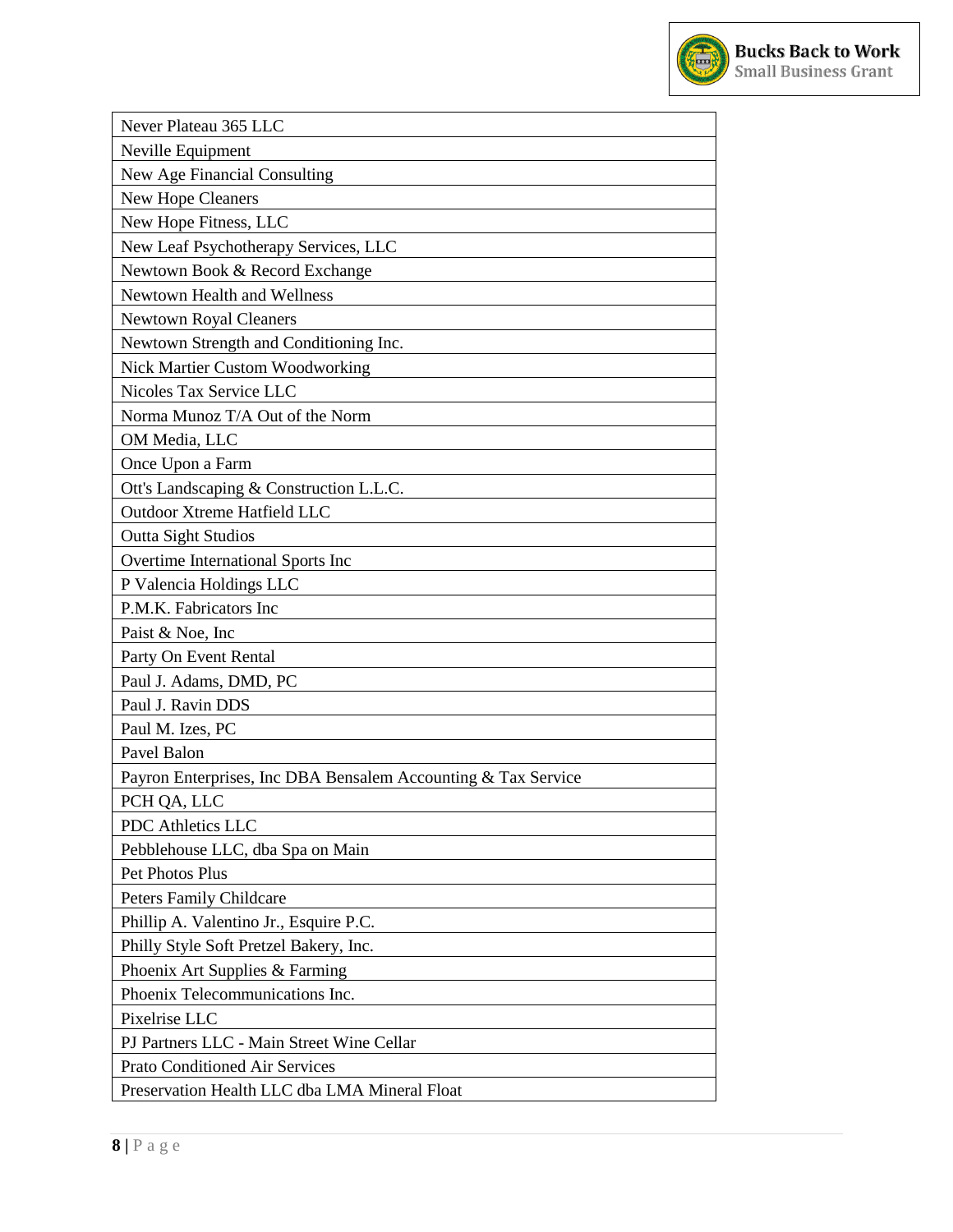| Never Plateau 365 LLC |
|---|
| Neville Equipment |
| New Age Financial Consulting |
| New Hope Cleaners |
| New Hope Fitness, LLC |
| New Leaf Psychotherapy Services, LLC |
| Newtown Book & Record Exchange |
| Newtown Health and Wellness |
| Newtown Royal Cleaners |
| Newtown Strength and Conditioning Inc. |
| Nick Martier Custom Woodworking |
| Nicoles Tax Service LLC |
| Norma Munoz T/A Out of the Norm |
| OM Media, LLC |
| Once Upon a Farm |
| Ott's Landscaping & Construction L.L.C. |
| Outdoor Xtreme Hatfield LLC |
| Outta Sight Studios |
| Overtime International Sports Inc |
| P Valencia Holdings LLC |
| P.M.K. Fabricators Inc |
| Paist & Noe, Inc |
| Party On Event Rental |
| Paul J. Adams, DMD, PC |
| Paul J. Ravin DDS |
| Paul M. Izes, PC |
| Pavel Balon |
| Payron Enterprises, Inc DBA Bensalem Accounting & Tax Service |
| PCH QA, LLC |
| PDC Athletics LLC |
| Pebblehouse LLC, dba Spa on Main |
| Pet Photos Plus |
| Peters Family Childcare |
| Phillip A. Valentino Jr., Esquire P.C. |
| Philly Style Soft Pretzel Bakery, Inc. |
| Phoenix Art Supplies & Farming |
| Phoenix Telecommunications Inc. |
| Pixelrise LLC |
| PJ Partners LLC - Main Street Wine Cellar |
| Prato Conditioned Air Services |
| Preservation Health LLC dba LMA Mineral Float |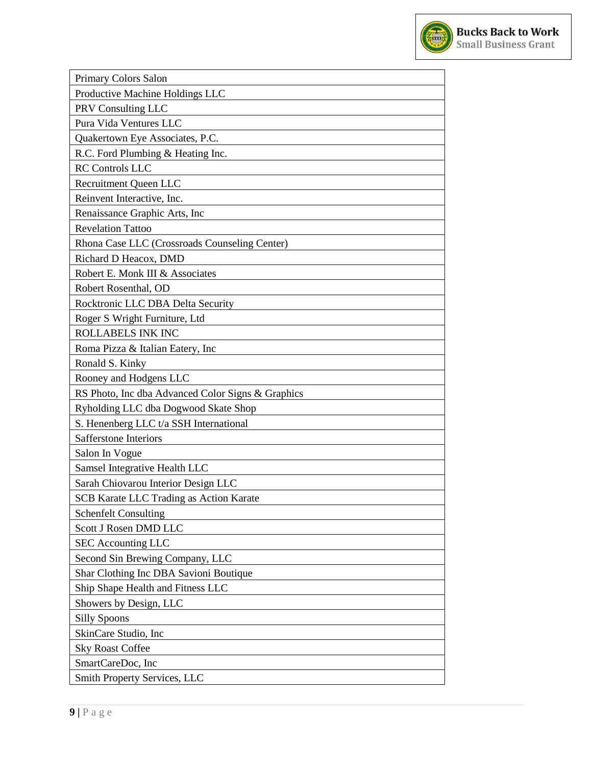| Primary Colors Salon |
|---|
| Productive Machine Holdings LLC |
| PRV Consulting LLC |
| Pura Vida Ventures LLC |
| Quakertown Eye Associates, P.C. |
| R.C. Ford Plumbing & Heating Inc. |
| RC Controls LLC |
| Recruitment Queen LLC |
| Reinvent Interactive, Inc. |
| Renaissance Graphic Arts, Inc |
| Revelation Tattoo |
| Rhona Case LLC (Crossroads Counseling Center) |
| Richard D Heacox, DMD |
| Robert E. Monk III & Associates |
| Robert Rosenthal, OD |
| Rocktronic LLC DBA Delta Security |
| Roger S Wright Furniture, Ltd |
| ROLLABELS INK INC |
| Roma Pizza & Italian Eatery, Inc |
| Ronald S. Kinky |
| Rooney and Hodgens LLC |
| RS Photo, Inc dba Advanced Color Signs & Graphics |
| Ryholding LLC dba Dogwood Skate Shop |
| S. Henenberg LLC t/a SSH International |
| Safferstone Interiors |
| Salon In Vogue |
| Samsel Integrative Health LLC |
| Sarah Chiovarou Interior Design LLC |
| SCB Karate LLC Trading as Action Karate |
| Schenfelt Consulting |
| Scott J Rosen DMD LLC |
| SEC Accounting LLC |
| Second Sin Brewing Company, LLC |
| Shar Clothing Inc DBA Savioni Boutique |
| Ship Shape Health and Fitness LLC |
| Showers by Design, LLC |
| Silly Spoons |
| SkinCare Studio, Inc |
| Sky Roast Coffee |
| SmartCareDoc, Inc |
| Smith Property Services, LLC |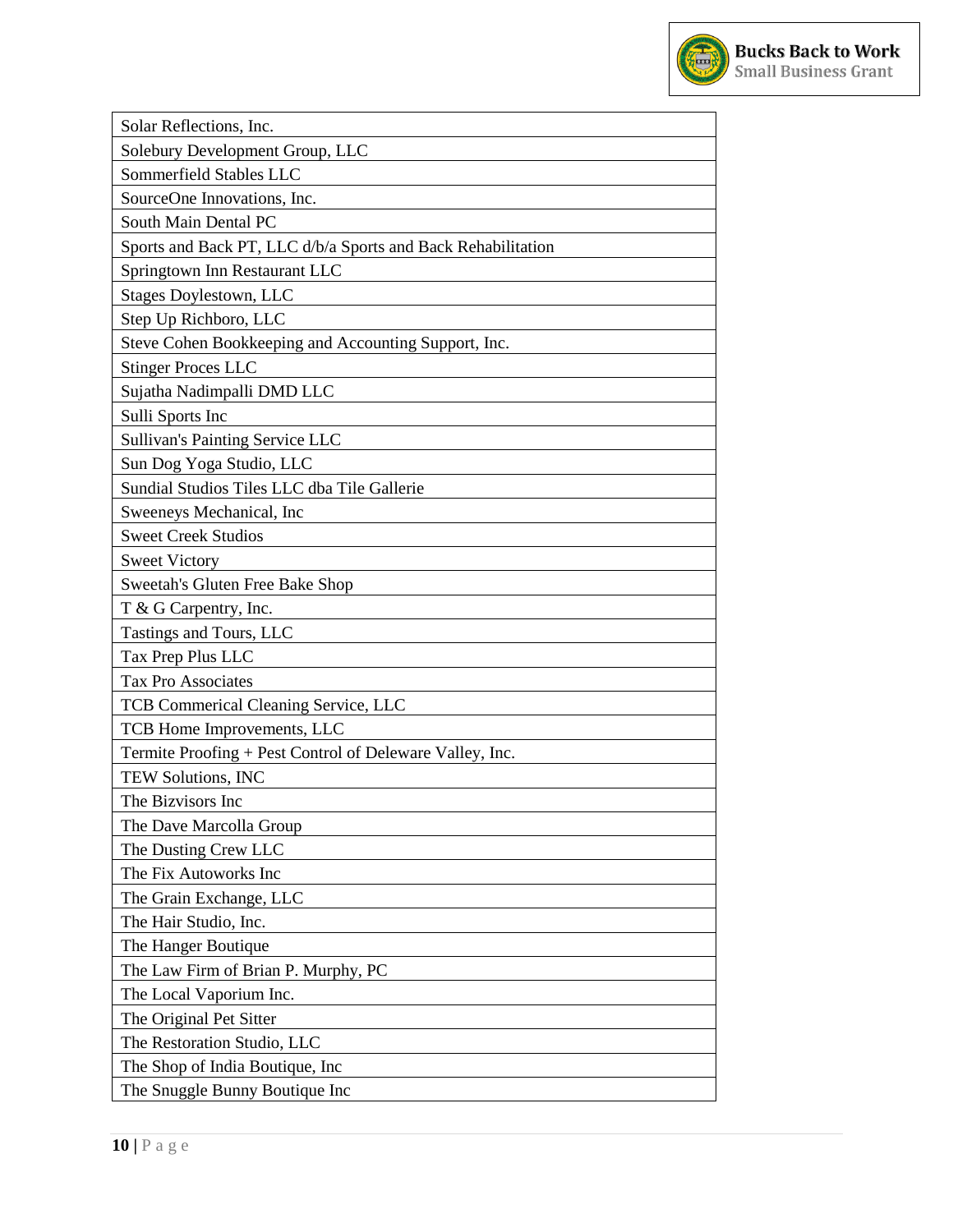| Solar Reflections, Inc. |
|---|
| Solebury Development Group, LLC |
| Sommerfield Stables LLC |
| SourceOne Innovations, Inc. |
| South Main Dental PC |
| Sports and Back PT, LLC d/b/a Sports and Back Rehabilitation |
| Springtown Inn Restaurant LLC |
| Stages Doylestown, LLC |
| Step Up Richboro, LLC |
| Steve Cohen Bookkeeping and Accounting Support, Inc. |
| Stinger Proces LLC |
| Sujatha Nadimpalli DMD LLC |
| Sulli Sports Inc |
| Sullivan's Painting Service LLC |
| Sun Dog Yoga Studio, LLC |
| Sundial Studios Tiles LLC dba Tile Gallerie |
| Sweeneys Mechanical, Inc |
| Sweet Creek Studios |
| Sweet Victory |
| Sweetah's Gluten Free Bake Shop |
| T & G Carpentry, Inc. |
| Tastings and Tours, LLC |
| Tax Prep Plus LLC |
| Tax Pro Associates |
| TCB Commerical Cleaning Service, LLC |
| TCB Home Improvements, LLC |
| Termite Proofing + Pest Control of Deleware Valley, Inc. |
| TEW Solutions, INC |
| The Bizvisors Inc |
| The Dave Marcolla Group |
| The Dusting Crew LLC |
| The Fix Autoworks Inc |
| The Grain Exchange, LLC |
| The Hair Studio, Inc. |
| The Hanger Boutique |
| The Law Firm of Brian P. Murphy, PC |
| The Local Vaporium Inc. |
| The Original Pet Sitter |
| The Restoration Studio, LLC |
| The Shop of India Boutique, Inc |
| The Snuggle Bunny Boutique Inc |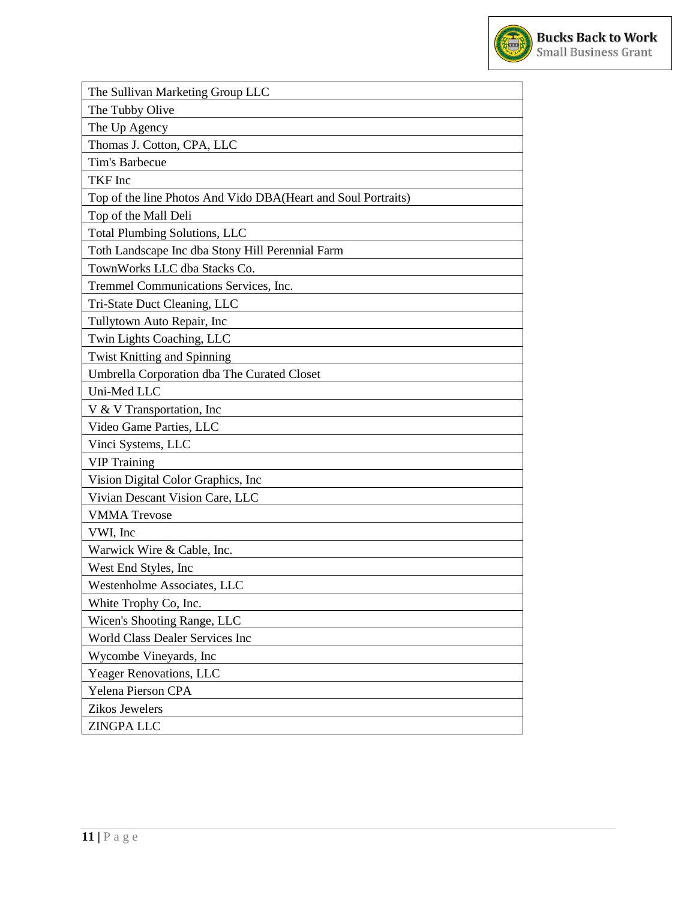| |
|---|
| The Sullivan Marketing Group LLC |
| The Tubby Olive |
| The Up Agency |
| Thomas J. Cotton, CPA, LLC |
| Tim's Barbecue |
| TKF Inc |
| Top of the line Photos And Vido DBA(Heart and Soul Portraits) |
| Top of the Mall Deli |
| Total Plumbing Solutions, LLC |
| Toth Landscape Inc dba Stony Hill Perennial Farm |
| TownWorks LLC dba Stacks Co. |
| Tremmel Communications Services, Inc. |
| Tri-State Duct Cleaning, LLC |
| Tullytown Auto Repair, Inc |
| Twin Lights Coaching, LLC |
| Twist Knitting and Spinning |
| Umbrella Corporation dba The Curated Closet |
| Uni-Med LLC |
| V & V Transportation, Inc |
| Video Game Parties, LLC |
| Vinci Systems, LLC |
| VIP Training |
| Vision Digital Color Graphics, Inc |
| Vivian Descant Vision Care, LLC |
| VMMA Trevose |
| VWI, Inc |
| Warwick Wire & Cable, Inc. |
| West End Styles, Inc |
| Westenholme Associates, LLC |
| White Trophy Co, Inc. |
| Wicen's Shooting Range, LLC |
| World Class Dealer Services Inc |
| Wycombe Vineyards, Inc |
| Yeager Renovations, LLC |
| Yelena Pierson CPA |
| Zikos Jewelers |
| ZINGPA LLC |